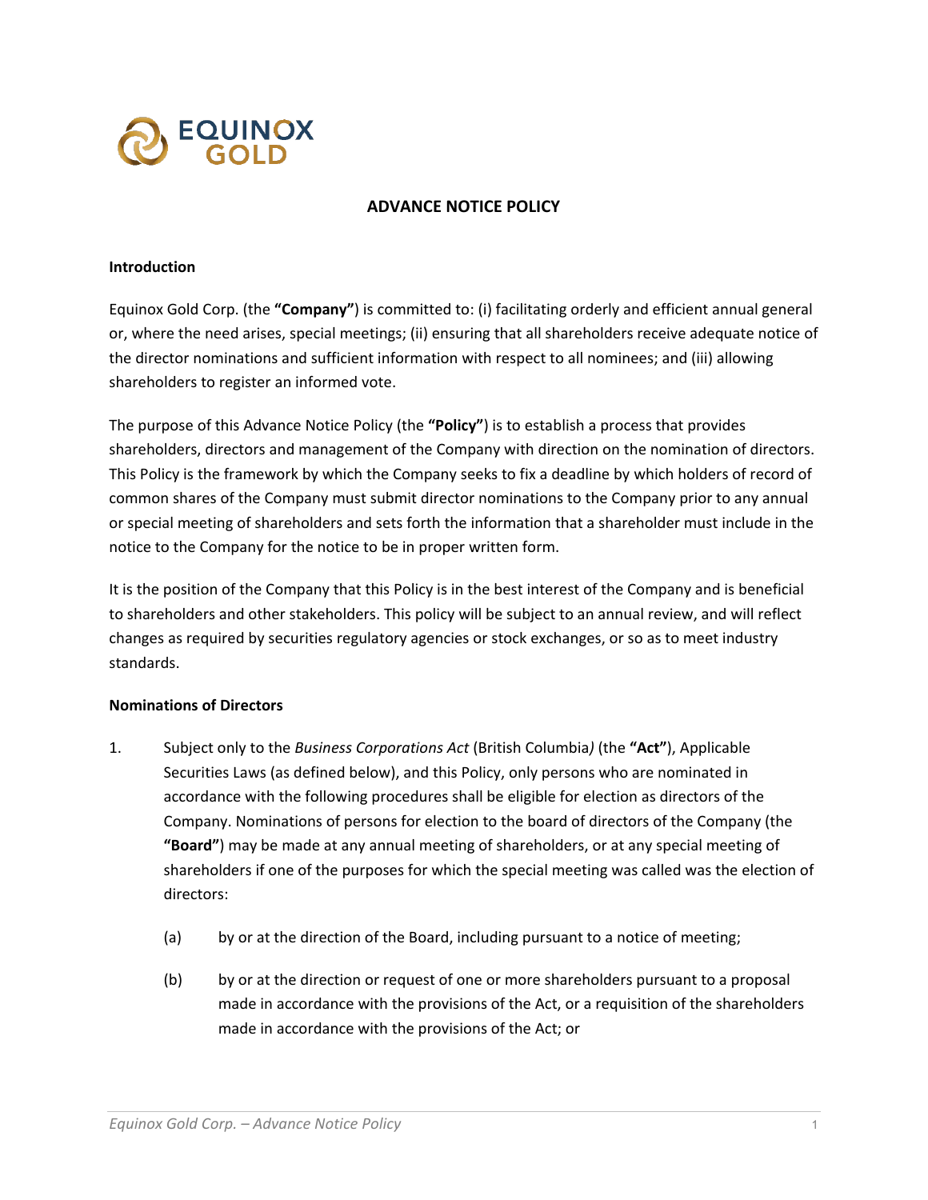# ADVANCE NOTICE POLICY

## Introduction

Equinox Gold Corp. (the **"Company"**) is committed to: (i) facilitating orderly and efficient annual general or, where the need arises, special meetings; (ii) ensuring that all shareholders receive adequate notice of the director nominations and sufficient information with respect to all nominees; and (iii) allowing shareholders to register an informed vote.

The purpose of this Advance Notice Policy (the **"Policy"**) is to establish a process that provides shareholders, directors and management of the Company with direction on the nomination of directors. This Policy is the framework by which the Company seeks to fix a deadline by which holders of record of common shares of the Company must submit director nominations to the Company prior to any annual or special meeting of shareholders and sets forth the information that a shareholder must include in the notice to the Company for the notice to be in proper written form.

It is the position of the Company that this Policy is in the best interest of the Company and is beneficial to shareholders and other stakeholders. This policy will be subject to an annual review, and will reflect changes as required by securities regulatory agencies or stock exchanges, or so as to meet industry standards.

## Nominations of Directors

1. Subject only to the *Business Corporations Act* (British Columbia*)* (the **"Act"**), Applicable Securities Laws (as defined below), and this Policy, only persons who are nominated in accordance with the following procedures shall be eligible for election as directors of the Company. Nominations of persons for election to the board of directors of the Company (the **"Board"**) may be made at any annual meeting of shareholders, or at any special meeting of shareholders if one of the purposes for which the special meeting was called was the election of directors:

   (a) by or at the direction of the Board, including pursuant to a notice of meeting;

   (b) by or at the direction or request of one or more shareholders pursuant to a proposal made in accordance with the provisions of the Act, or a requisition of the shareholders made in accordance with the provisions of the Act; or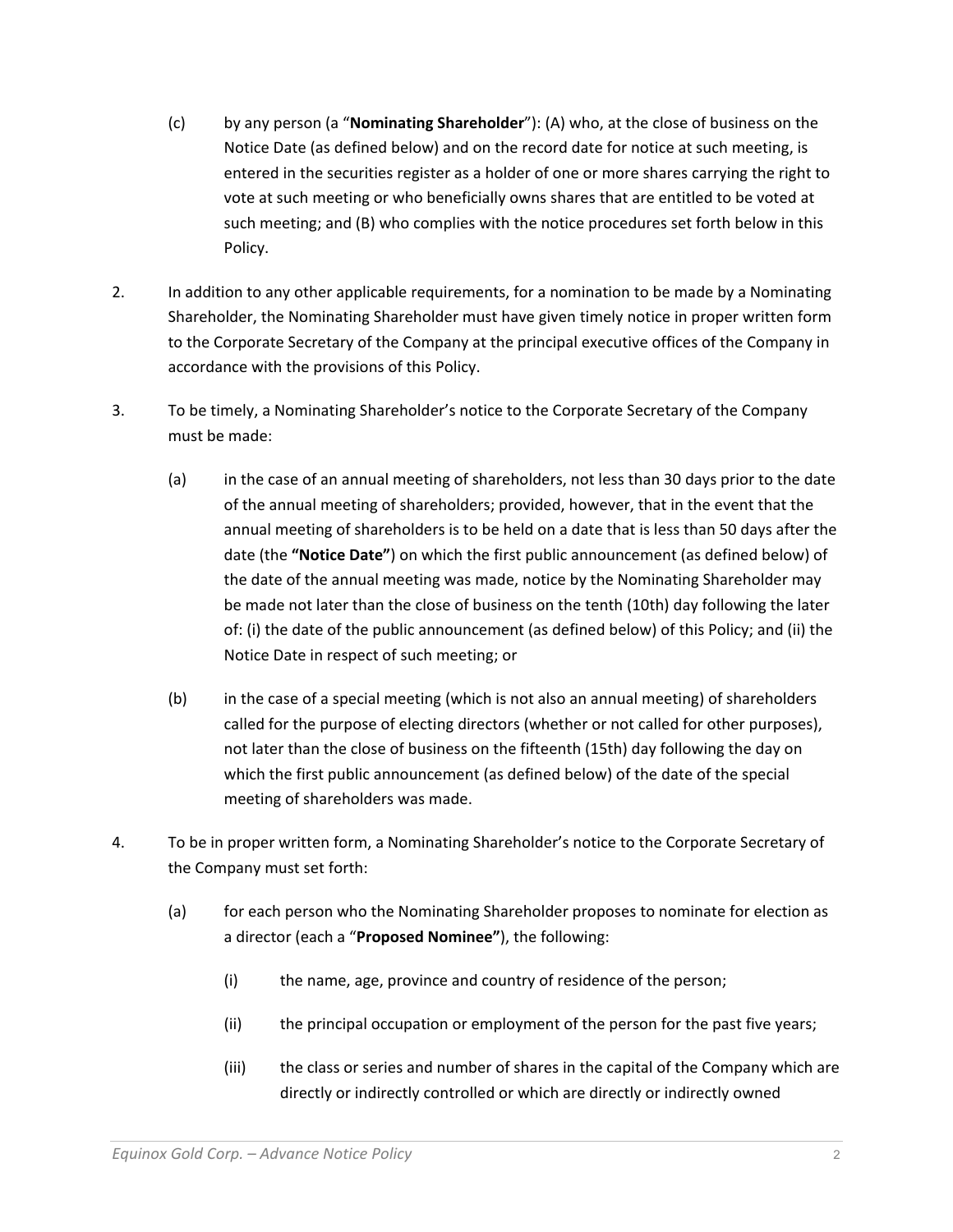(c) by any person (a "**Nominating Shareholder**"): (A) who, at the close of business on the Notice Date (as defined below) and on the record date for notice at such meeting, is entered in the securities register as a holder of one or more shares carrying the right to vote at such meeting or who beneficially owns shares that are entitled to be voted at such meeting; and (B) who complies with the notice procedures set forth below in this Policy.

2. In addition to any other applicable requirements, for a nomination to be made by a Nominating Shareholder, the Nominating Shareholder must have given timely notice in proper written form to the Corporate Secretary of the Company at the principal executive offices of the Company in accordance with the provisions of this Policy.

3. To be timely, a Nominating Shareholder's notice to the Corporate Secretary of the Company must be made:

   (a) in the case of an annual meeting of shareholders, not less than 30 days prior to the date of the annual meeting of shareholders; provided, however, that in the event that the annual meeting of shareholders is to be held on a date that is less than 50 days after the date (the **"Notice Date"**) on which the first public announcement (as defined below) of the date of the annual meeting was made, notice by the Nominating Shareholder may be made not later than the close of business on the tenth (10th) day following the later of: (i) the date of the public announcement (as defined below) of this Policy; and (ii) the Notice Date in respect of such meeting; or

   (b) in the case of a special meeting (which is not also an annual meeting) of shareholders called for the purpose of electing directors (whether or not called for other purposes), not later than the close of business on the fifteenth (15th) day following the day on which the first public announcement (as defined below) of the date of the special meeting of shareholders was made.

4. To be in proper written form, a Nominating Shareholder's notice to the Corporate Secretary of the Company must set forth:

   (a) for each person who the Nominating Shareholder proposes to nominate for election as a director (each a "**Proposed Nominee"**), the following:

      (i) the name, age, province and country of residence of the person;

      (ii) the principal occupation or employment of the person for the past five years;

      (iii) the class or series and number of shares in the capital of the Company which are directly or indirectly controlled or which are directly or indirectly owned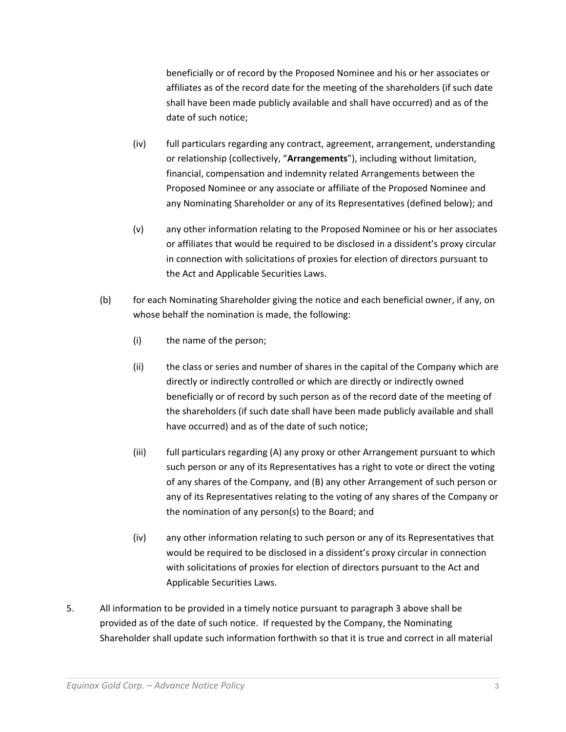beneficially or of record by the Proposed Nominee and his or her associates or affiliates as of the record date for the meeting of the shareholders (if such date shall have been made publicly available and shall have occurred) and as of the date of such notice;

(iv) full particulars regarding any contract, agreement, arrangement, understanding or relationship (collectively, "**Arrangements**"), including without limitation, financial, compensation and indemnity related Arrangements between the Proposed Nominee or any associate or affiliate of the Proposed Nominee and any Nominating Shareholder or any of its Representatives (defined below); and

(v) any other information relating to the Proposed Nominee or his or her associates or affiliates that would be required to be disclosed in a dissident's proxy circular in connection with solicitations of proxies for election of directors pursuant to the Act and Applicable Securities Laws.

(b) for each Nominating Shareholder giving the notice and each beneficial owner, if any, on whose behalf the nomination is made, the following:

(i) the name of the person;

(ii) the class or series and number of shares in the capital of the Company which are directly or indirectly controlled or which are directly or indirectly owned beneficially or of record by such person as of the record date of the meeting of the shareholders (if such date shall have been made publicly available and shall have occurred) and as of the date of such notice;

(iii) full particulars regarding (A) any proxy or other Arrangement pursuant to which such person or any of its Representatives has a right to vote or direct the voting of any shares of the Company, and (B) any other Arrangement of such person or any of its Representatives relating to the voting of any shares of the Company or the nomination of any person(s) to the Board; and

(iv) any other information relating to such person or any of its Representatives that would be required to be disclosed in a dissident's proxy circular in connection with solicitations of proxies for election of directors pursuant to the Act and Applicable Securities Laws.

5. All information to be provided in a timely notice pursuant to paragraph 3 above shall be provided as of the date of such notice. If requested by the Company, the Nominating Shareholder shall update such information forthwith so that it is true and correct in all material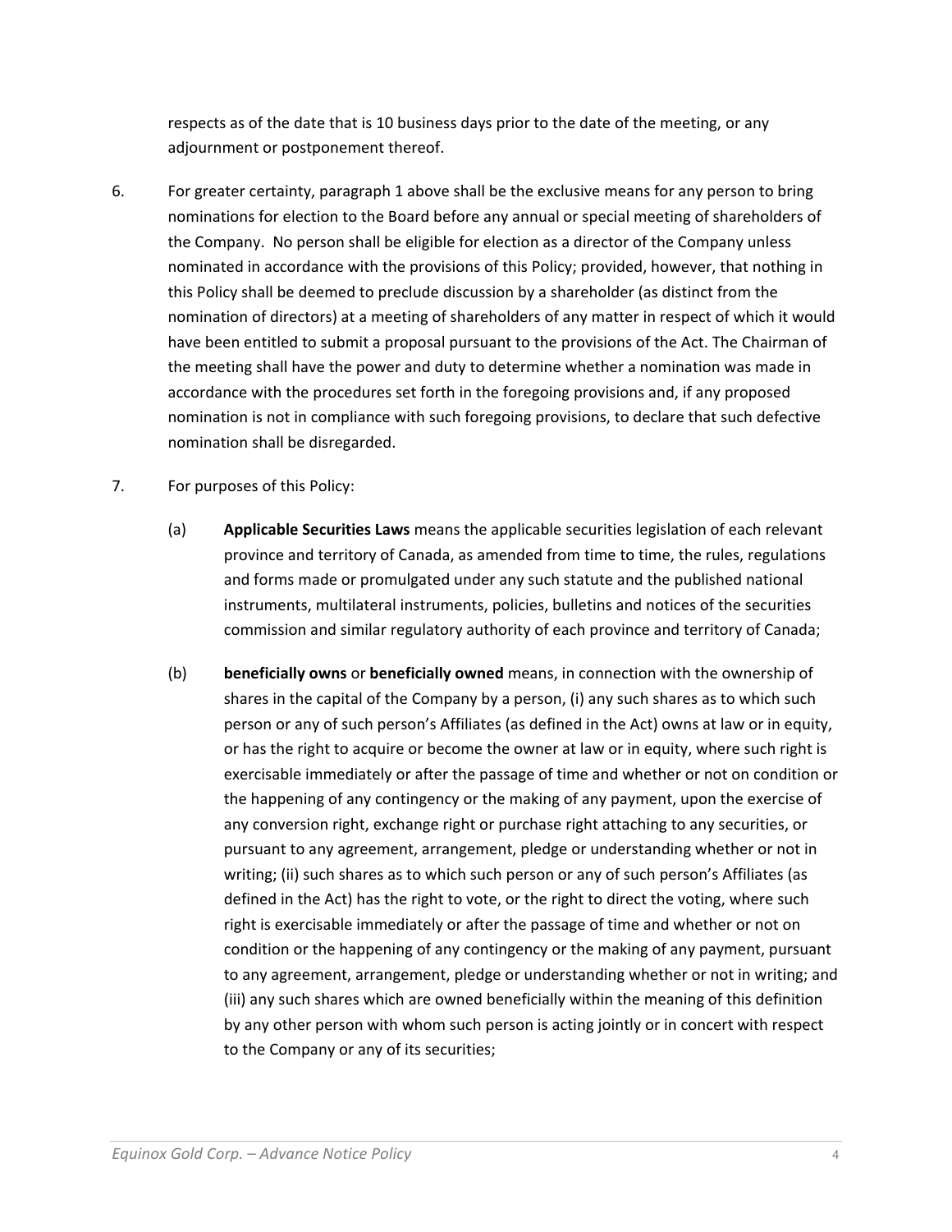respects as of the date that is 10 business days prior to the date of the meeting, or any adjournment or postponement thereof.

6. For greater certainty, paragraph 1 above shall be the exclusive means for any person to bring nominations for election to the Board before any annual or special meeting of shareholders of the Company. No person shall be eligible for election as a director of the Company unless nominated in accordance with the provisions of this Policy; provided, however, that nothing in this Policy shall be deemed to preclude discussion by a shareholder (as distinct from the nomination of directors) at a meeting of shareholders of any matter in respect of which it would have been entitled to submit a proposal pursuant to the provisions of the Act. The Chairman of the meeting shall have the power and duty to determine whether a nomination was made in accordance with the procedures set forth in the foregoing provisions and, if any proposed nomination is not in compliance with such foregoing provisions, to declare that such defective nomination shall be disregarded.

7. For purposes of this Policy:

   (a) **Applicable Securities Laws** means the applicable securities legislation of each relevant province and territory of Canada, as amended from time to time, the rules, regulations and forms made or promulgated under any such statute and the published national instruments, multilateral instruments, policies, bulletins and notices of the securities commission and similar regulatory authority of each province and territory of Canada;

   (b) **beneficially owns** or **beneficially owned** means, in connection with the ownership of shares in the capital of the Company by a person, (i) any such shares as to which such person or any of such person's Affiliates (as defined in the Act) owns at law or in equity, or has the right to acquire or become the owner at law or in equity, where such right is exercisable immediately or after the passage of time and whether or not on condition or the happening of any contingency or the making of any payment, upon the exercise of any conversion right, exchange right or purchase right attaching to any securities, or pursuant to any agreement, arrangement, pledge or understanding whether or not in writing; (ii) such shares as to which such person or any of such person's Affiliates (as defined in the Act) has the right to vote, or the right to direct the voting, where such right is exercisable immediately or after the passage of time and whether or not on condition or the happening of any contingency or the making of any payment, pursuant to any agreement, arrangement, pledge or understanding whether or not in writing; and (iii) any such shares which are owned beneficially within the meaning of this definition by any other person with whom such person is acting jointly or in concert with respect to the Company or any of its securities;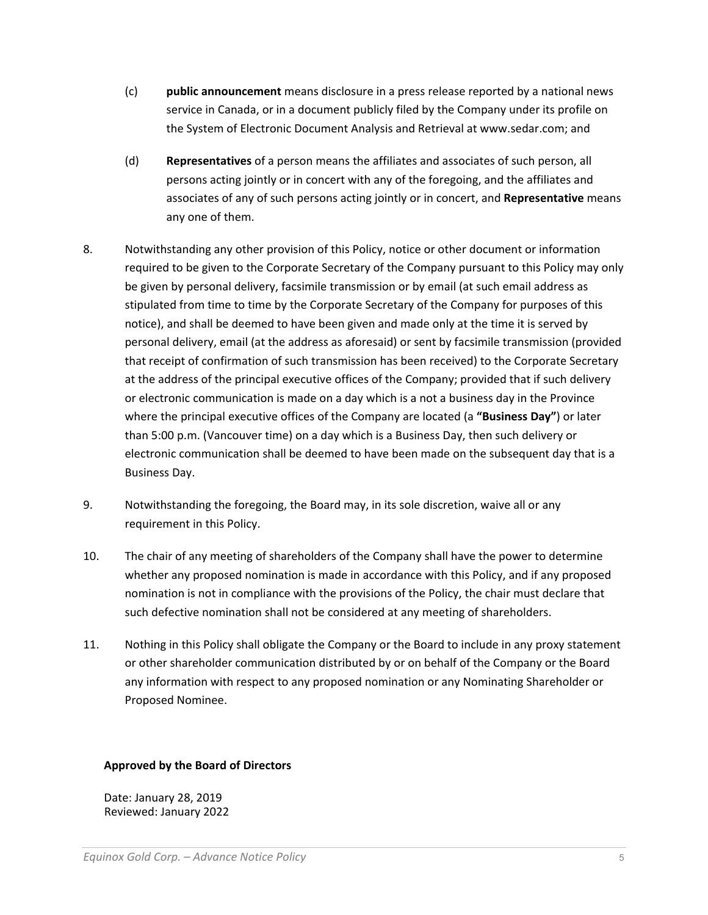(c) **public announcement** means disclosure in a press release reported by a national news service in Canada, or in a document publicly filed by the Company under its profile on the System of Electronic Document Analysis and Retrieval at www.sedar.com; and

(d) **Representatives** of a person means the affiliates and associates of such person, all persons acting jointly or in concert with any of the foregoing, and the affiliates and associates of any of such persons acting jointly or in concert, and **Representative** means any one of them.

8. Notwithstanding any other provision of this Policy, notice or other document or information required to be given to the Corporate Secretary of the Company pursuant to this Policy may only be given by personal delivery, facsimile transmission or by email (at such email address as stipulated from time to time by the Corporate Secretary of the Company for purposes of this notice), and shall be deemed to have been given and made only at the time it is served by personal delivery, email (at the address as aforesaid) or sent by facsimile transmission (provided that receipt of confirmation of such transmission has been received) to the Corporate Secretary at the address of the principal executive offices of the Company; provided that if such delivery or electronic communication is made on a day which is a not a business day in the Province where the principal executive offices of the Company are located (a **"Business Day"**) or later than 5:00 p.m. (Vancouver time) on a day which is a Business Day, then such delivery or electronic communication shall be deemed to have been made on the subsequent day that is a Business Day.

9. Notwithstanding the foregoing, the Board may, in its sole discretion, waive all or any requirement in this Policy.

10. The chair of any meeting of shareholders of the Company shall have the power to determine whether any proposed nomination is made in accordance with this Policy, and if any proposed nomination is not in compliance with the provisions of the Policy, the chair must declare that such defective nomination shall not be considered at any meeting of shareholders.

11. Nothing in this Policy shall obligate the Company or the Board to include in any proxy statement or other shareholder communication distributed by or on behalf of the Company or the Board any information with respect to any proposed nomination or any Nominating Shareholder or Proposed Nominee.

**Approved by the Board of Directors**

Date: January 28, 2019
Reviewed: January 2022